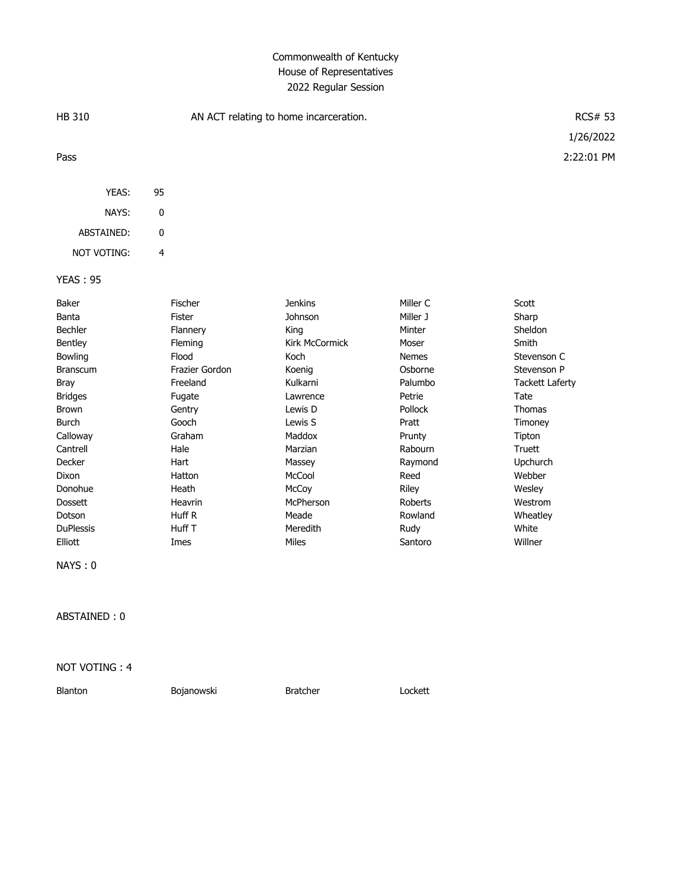# Commonwealth of Kentucky
## House of Representatives
### 2022 Regular Session

| HB 310 | AN ACT relating to home incarceration. | RCS# 53 |
|---|---|---|
| | | 1/26/2022 |
| Pass | | 2:22:01 PM |

| | |
|---|---|
| YEAS: | 95 |
| NAYS: | 0 |
| ABSTAINED: | 0 |
| NOT VOTING: | 4 |

YEAS : 95

| | | | | |
|---|---|---|---|---|
| Baker | Fischer | Jenkins | Miller C | Scott |
| Banta | Fister | Johnson | Miller J | Sharp |
| Bechler | Flannery | King | Minter | Sheldon |
| Bentley | Fleming | Kirk McCormick | Moser | Smith |
| Bowling | Flood | Koch | Nemes | Stevenson C |
| Branscum | Frazier Gordon | Koenig | Osborne | Stevenson P |
| Bray | Freeland | Kulkarni | Palumbo | Tackett Laferty |
| Bridges | Fugate | Lawrence | Petrie | Tate |
| Brown | Gentry | Lewis D | Pollock | Thomas |
| Burch | Gooch | Lewis S | Pratt | Timoney |
| Calloway | Graham | Maddox | Prunty | Tipton |
| Cantrell | Hale | Marzian | Rabourn | Truett |
| Decker | Hart | Massey | Raymond | Upchurch |
| Dixon | Hatton | McCool | Reed | Webber |
| Donohue | Heath | McCoy | Riley | Wesley |
| Dossett | Heavrin | McPherson | Roberts | Westrom |
| Dotson | Huff R | Meade | Rowland | Wheatley |
| DuPlessis | Huff T | Meredith | Rudy | White |
| Elliott | Imes | Miles | Santoro | Willner |

NAYS : 0

ABSTAINED : 0

NOT VOTING : 4

| | | | |
|---|---|---|---|
| Blanton | Bojanowski | Bratcher | Lockett |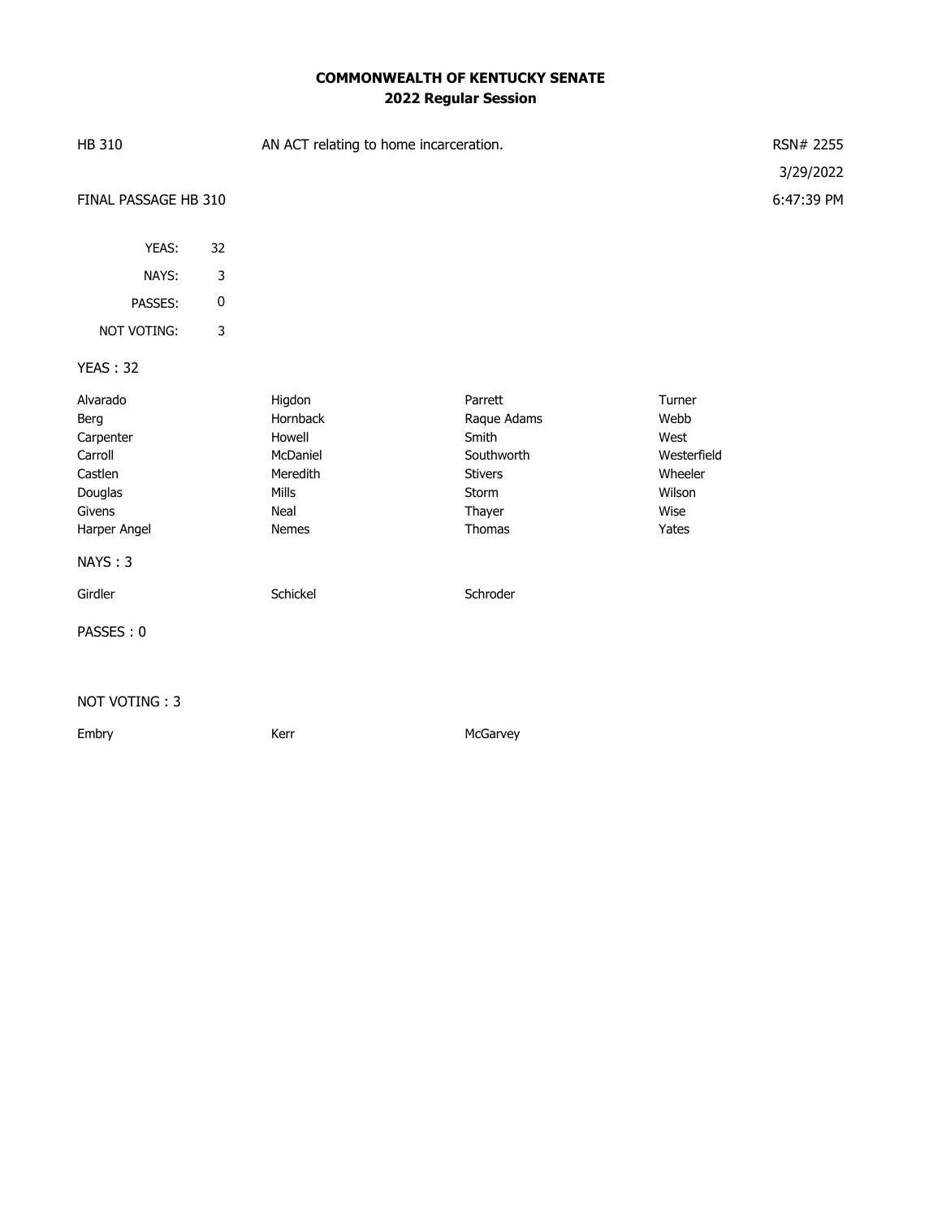**COMMONWEALTH OF KENTUCKY SENATE**
**2022 Regular Session**

| | | |
|---|---|---|
| HB 310 | AN ACT relating to home incarceration. | RSN# 2255 |
| | | 3/29/2022 |
| FINAL PASSAGE HB 310 | | 6:47:39 PM |

| | |
|---|---|
| YEAS: | 32 |
| NAYS: | 3 |
| PASSES: | 0 |
| NOT VOTING: | 3 |

YEAS : 32

| | | | |
|---|---|---|---|
| Alvarado | Higdon | Parrett | Turner |
| Berg | Hornback | Raque Adams | Webb |
| Carpenter | Howell | Smith | West |
| Carroll | McDaniel | Southworth | Westerfield |
| Castlen | Meredith | Stivers | Wheeler |
| Douglas | Mills | Storm | Wilson |
| Givens | Neal | Thayer | Wise |
| Harper Angel | Nemes | Thomas | Yates |

NAYS : 3

| | | |
|---|---|---|
| Girdler | Schickel | Schroder |

PASSES : 0

NOT VOTING : 3

| | | |
|---|---|---|
| Embry | Kerr | McGarvey |